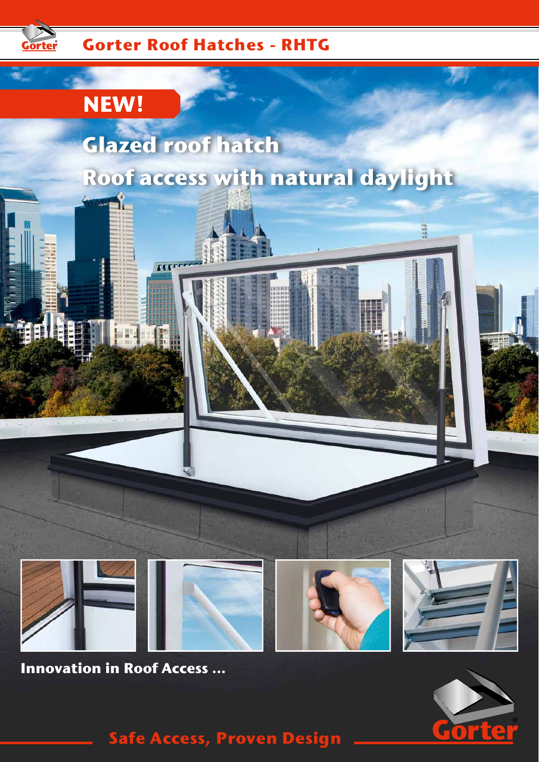# Gorter Roof Hatches - RHTG

**NEW!**

## Glazed roof hatch
## Roof access with natural daylight

**Innovation in Roof Access ...**

**Safe Access, Proven Design**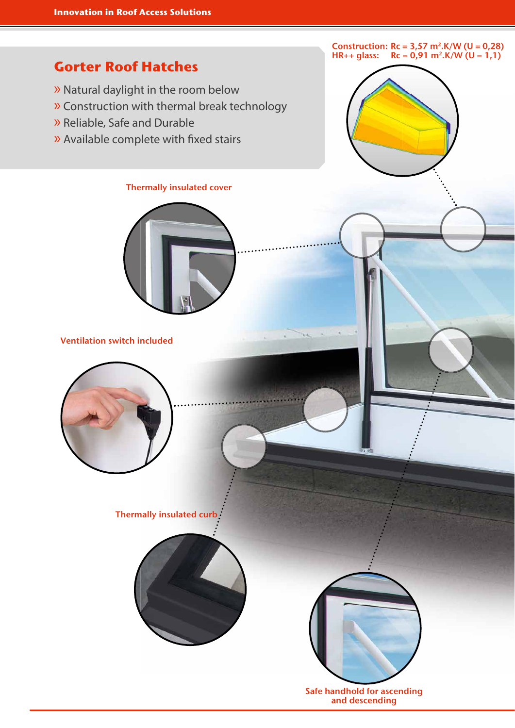## Gorter Roof Hatches

- Natural daylight in the room below
- Construction with thermal break technology
- Reliable, Safe and Durable
- Available complete with fixed stairs

Construction: Rc = 3,57 m².K/W (U = 0,28)
HR++ glass: Rc = 0,91 m².K/W (U = 1,1)

Thermally insulated cover

Ventilation switch included

Thermally insulated curb

Safe handhold for ascending and descending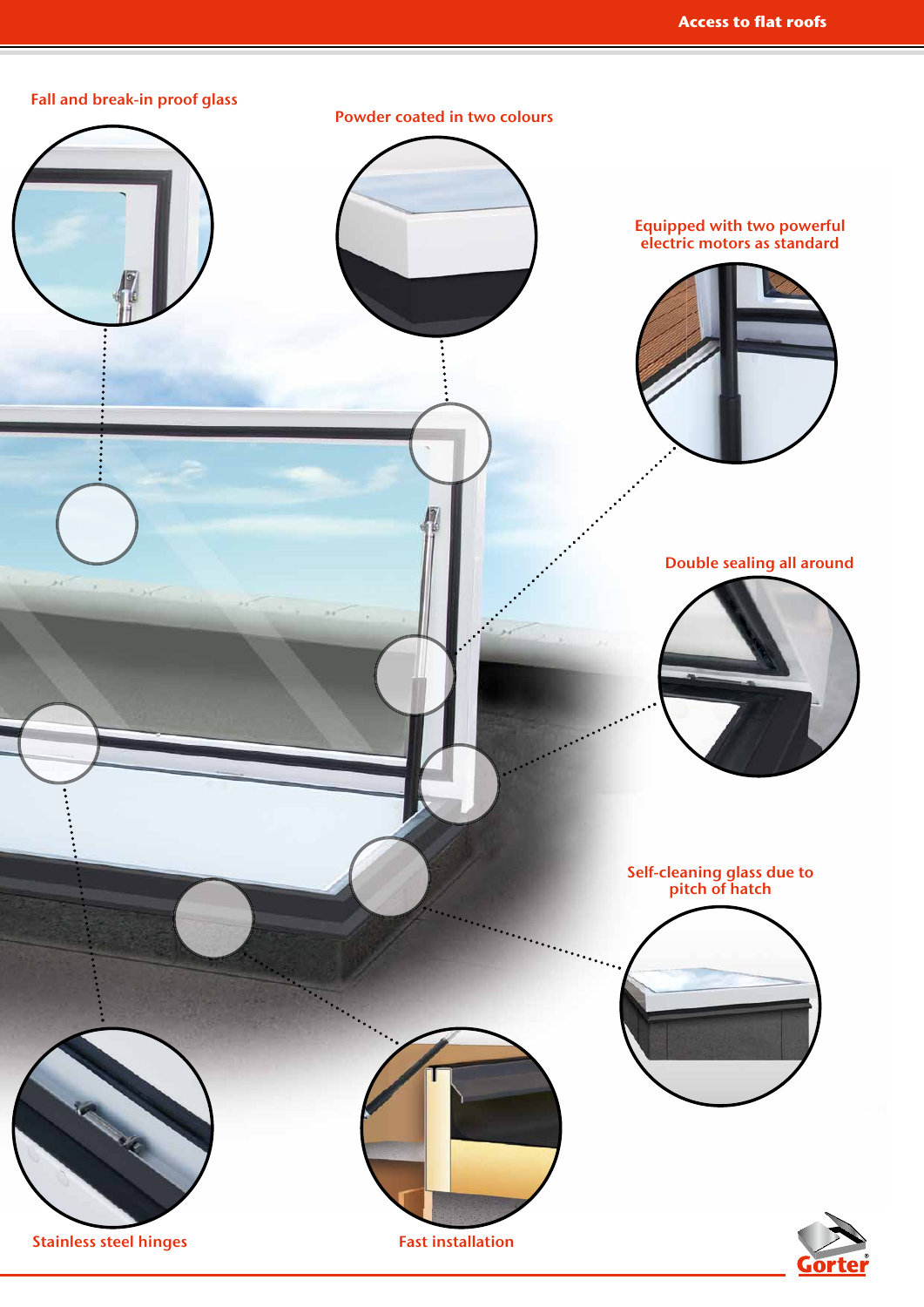Fall and break-in proof glass

Powder coated in two colours

Equipped with two powerful electric motors as standard

Double sealing all around

Self-cleaning glass due to pitch of hatch

Stainless steel hinges

Fast installation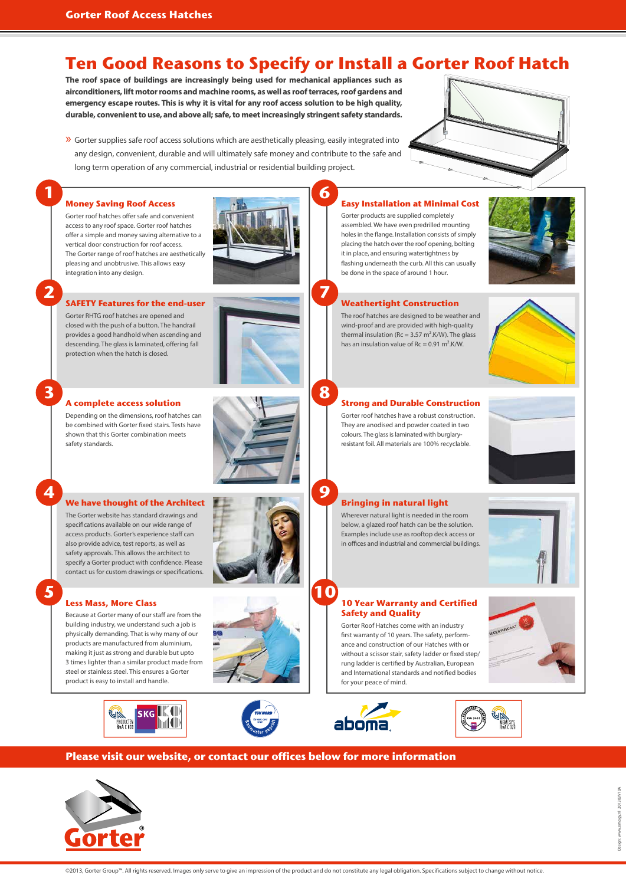# Ten Good Reasons to Specify or Install a Gorter Roof Hatch

**The roof space of buildings are increasingly being used for mechanical appliances such as airconditioners, lift motor rooms and machine rooms, as well as roof terraces, roof gardens and emergency escape routes. This is why it is vital for any roof access solution to be high quality, durable, convenient to use, and above all; safe, to meet increasingly stringent safety standards.**

» Gorter supplies safe roof access solutions which are aesthetically pleasing, easily integrated into any design, convenient, durable and will ultimately safe money and contribute to the safe and long term operation of any commercial, industrial or residential building project.

## 1 Money Saving Roof Access

Gorter roof hatches offer safe and convenient access to any roof space. Gorter roof hatches offer a simple and money saving alternative to a vertical door construction for roof access. The Gorter range of roof hatches are aesthetically pleasing and unobtrusive. This allows easy integration into any design.

## 2 SAFETY Features for the end-user

Gorter RHTG roof hatches are opened and closed with the push of a button. The handrail provides a good handhold when ascending and descending. The glass is laminated, offering fall protection when the hatch is closed.

## 3 A complete access solution

Depending on the dimensions, roof hatches can be combined with Gorter fixed stairs. Tests have shown that this Gorter combination meets safety standards.

## 4 We have thought of the Architect

The Gorter website has standard drawings and specifications available on our wide range of access products. Gorter's experience staff can also provide advice, test reports, as well as safety approvals. This allows the architect to specify a Gorter product with confidence. Please contact us for custom drawings or specifications.

## 5 Less Mass, More Class

Because at Gorter many of our staff are from the building industry, we understand such a job is physically demanding. That is why many of our products are manufactured from aluminium, making it just as strong and durable but upto 3 times lighter than a similar product made from steel or stainless steel. This ensures a Gorter product is easy to install and handle.

## 6 Easy Installation at Minimal Cost

Gorter products are supplied completely assembled. We have even predrilled mounting holes in the flange. Installation consists of simply placing the hatch over the roof opening, bolting it in place, and ensuring watertightness by flashing underneath the curb. All this can usually be done in the space of around 1 hour.

## 7 Weathertight Construction

The roof hatches are designed to be weather and wind-proof and are provided with high-quality thermal insulation (Rc = 3.57 $m^2$.K/W). The glass has an insulation value of Rc = 0.91 $m^2$.K/W.

## 8 Strong and Durable Construction

Gorter roof hatches have a robust construction. They are anodised and powder coated in two colours. The glass is laminated with burglary-resistant foil. All materials are 100% recyclable.

## 9 Bringing in natural light

Wherever natural light is needed in the room below, a glazed roof hatch can be the solution. Examples include use as rooftop deck access or in offices and industrial and commercial buildings.

## 10 10 Year Warranty and Certified Safety and Quality

Gorter Roof Hatches come with an industry first warranty of 10 years. The safety, performance and construction of our Hatches with or without a scissor stair, safety ladder or fixed step/rung ladder is certified by Australian, European and International standards and notified bodies for your peace of mind.

**Please visit our website, or contact our offices below for more information**

©2013, Gorter Group™. All rights reserved. Images only serve to give an impression of the product and do not constitute any legal obligation. Specifications subject to change without notice.